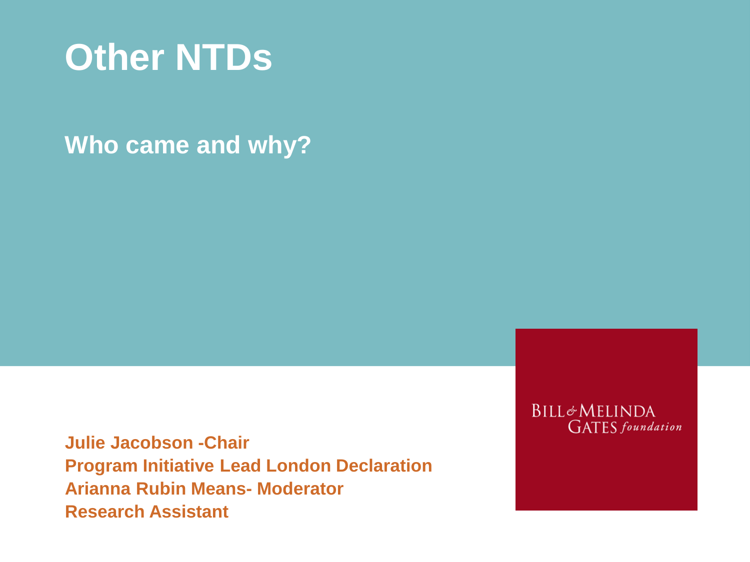# Other NTDs

## Who came and why?

**Julie Jacobson -Chair**
**Program Initiative Lead London Declaration**
**Arianna Rubin Means- Moderator**
**Research Assistant**

BILL & MELINDA GATES foundation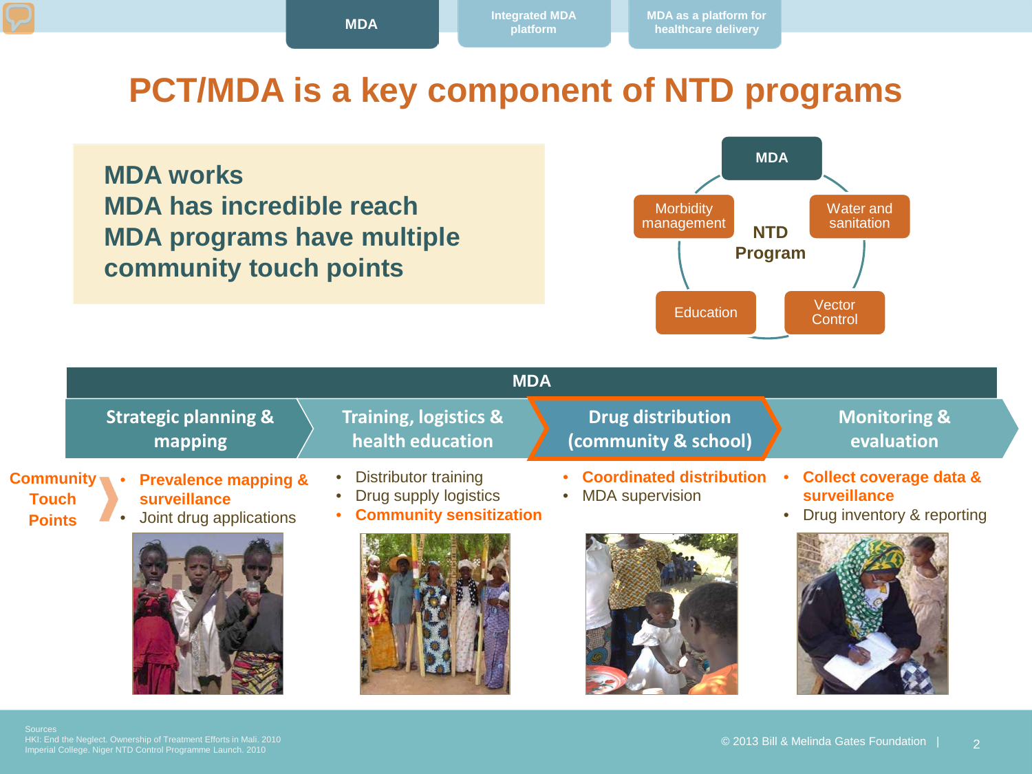MDA | Integrated MDA platform | MDA as a platform for healthcare delivery

# PCT/MDA is a key component of NTD programs

**MDA works**
**MDA has incredible reach**
**MDA programs have multiple community touch points**

**NTD Program**

- MDA
- Water and sanitation
- Vector Control
- Education
- Morbidity management

## MDA

| | Strategic planning & mapping | Training, logistics & health education | Drug distribution (community & school) | Monitoring & evaluation |
|---|---|---|---|---|
| **Community Touch Points** | • **Prevalence mapping & surveillance**<br>• Joint drug applications | • Distributor training<br>• Drug supply logistics<br>• **Community sensitization** | • **Coordinated distribution**<br>• MDA supervision | • **Collect coverage data & surveillance**<br>• Drug inventory & reporting |

Sources
HKI: End the Neglect. Ownership of Treatment Efforts in Mali. 2010
Imperial College. Niger NTD Control Programme Launch. 2010

© 2013 Bill & Melinda Gates Foundation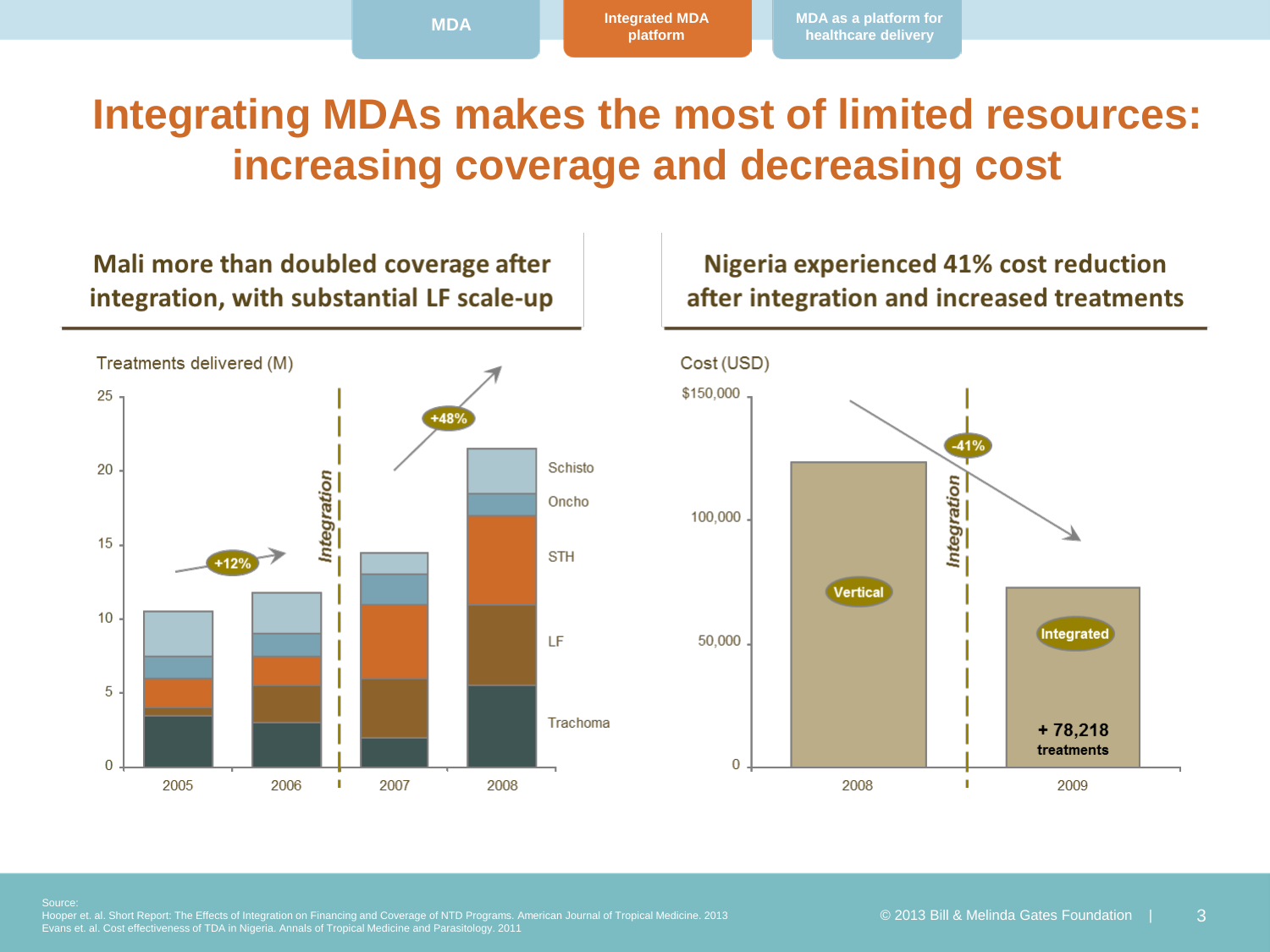MDA | Integrated MDA platform | MDA as a platform for healthcare delivery

# Integrating MDAs makes the most of limited resources: increasing coverage and decreasing cost

## Mali more than doubled coverage after integration, with substantial LF scale-up

Treatments delivered (M)

25, 20, 15, 10, 5, 0

Integration

+12%

+48%

Schisto

Oncho

STH

LF

Trachoma

2005, 2006, 2007, 2008

## Nigeria experienced 41% cost reduction after integration and increased treatments

Cost (USD)

$150,000, 100,000, 50,000, 0

Integration

-41%

Vertical

Integrated

+ 78,218 treatments

2008, 2009

Source:
Hooper et. al. Short Report: The Effects of Integration on Financing and Coverage of NTD Programs. American Journal of Tropical Medicine. 2013
Evans et. al. Cost effectiveness of TDA in Nigeria. Annals of Tropical Medicine and Parasitology. 2011

© 2013 Bill & Melinda Gates Foundation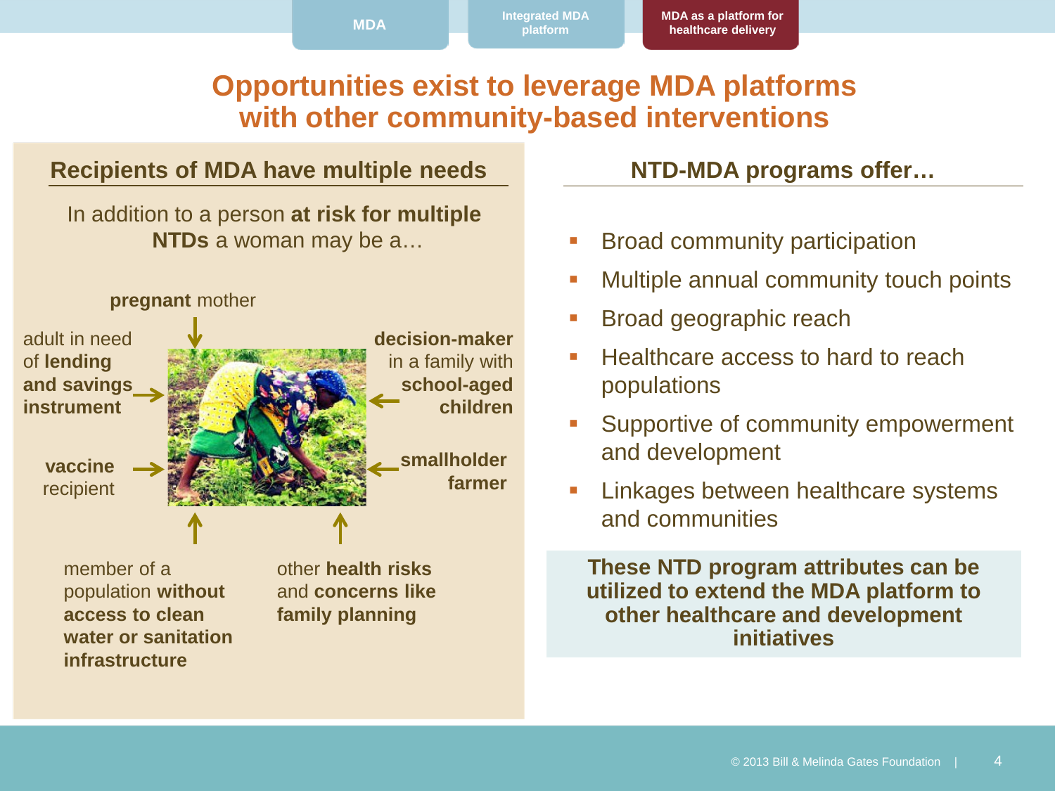MDA | Integrated MDA platform | **MDA as a platform for healthcare delivery**

# Opportunities exist to leverage MDA platforms with other community-based interventions

## Recipients of MDA have multiple needs

In addition to a person **at risk for multiple NTDs** a woman may be a…

- **pregnant** mother
- adult in need of **lending and savings instrument**
- **decision-maker** in a family with **school-aged children**
- **vaccine** recipient
- **smallholder farmer**
- member of a population **without access to clean water or sanitation infrastructure**
- other **health risks** and **concerns like family planning**

## NTD-MDA programs offer…

- Broad community participation
- Multiple annual community touch points
- Broad geographic reach
- Healthcare access to hard to reach populations
- Supportive of community empowerment and development
- Linkages between healthcare systems and communities

**These NTD program attributes can be utilized to extend the MDA platform to other healthcare and development initiatives**

© 2013 Bill & Melinda Gates Foundation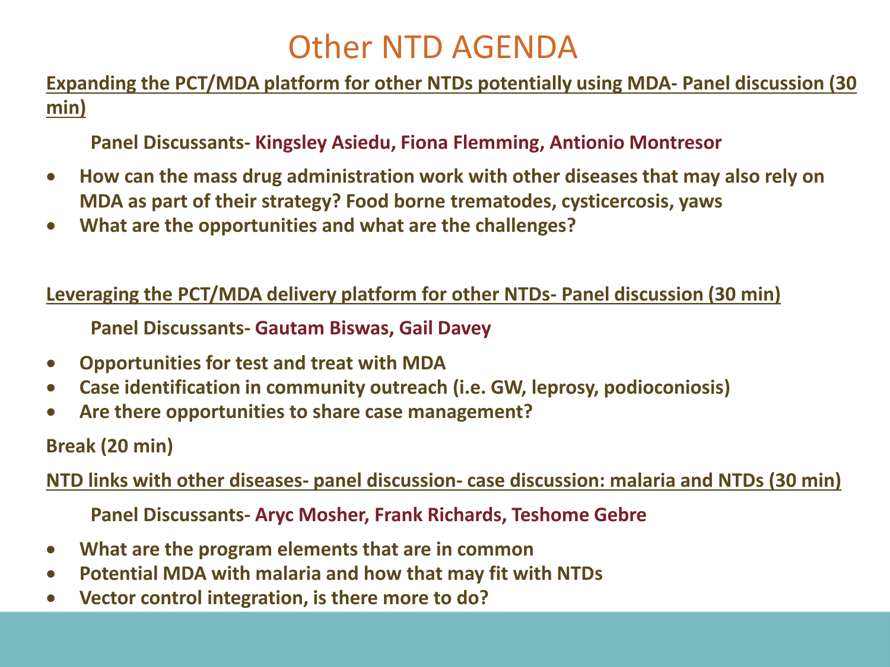# Other NTD AGENDA

**Expanding the PCT/MDA platform for other NTDs potentially using MDA- Panel discussion (30 min)**

**Panel Discussants- Kingsley Asiedu, Fiona Flemming, Antionio Montresor**

- **How can the mass drug administration work with other diseases that may also rely on MDA as part of their strategy? Food borne trematodes, cysticercosis, yaws**
- **What are the opportunities and what are the challenges?**

**Leveraging the PCT/MDA delivery platform for other NTDs- Panel discussion (30 min)**

**Panel Discussants- Gautam Biswas, Gail Davey**

- **Opportunities for test and treat with MDA**
- **Case identification in community outreach (i.e. GW, leprosy, podioconiosis)**
- **Are there opportunities to share case management?**

**Break (20 min)**

**NTD links with other diseases- panel discussion- case discussion: malaria and NTDs (30 min)**

**Panel Discussants- Aryc Mosher, Frank Richards, Teshome Gebre**

- **What are the program elements that are in common**
- **Potential MDA with malaria and how that may fit with NTDs**
- **Vector control integration, is there more to do?**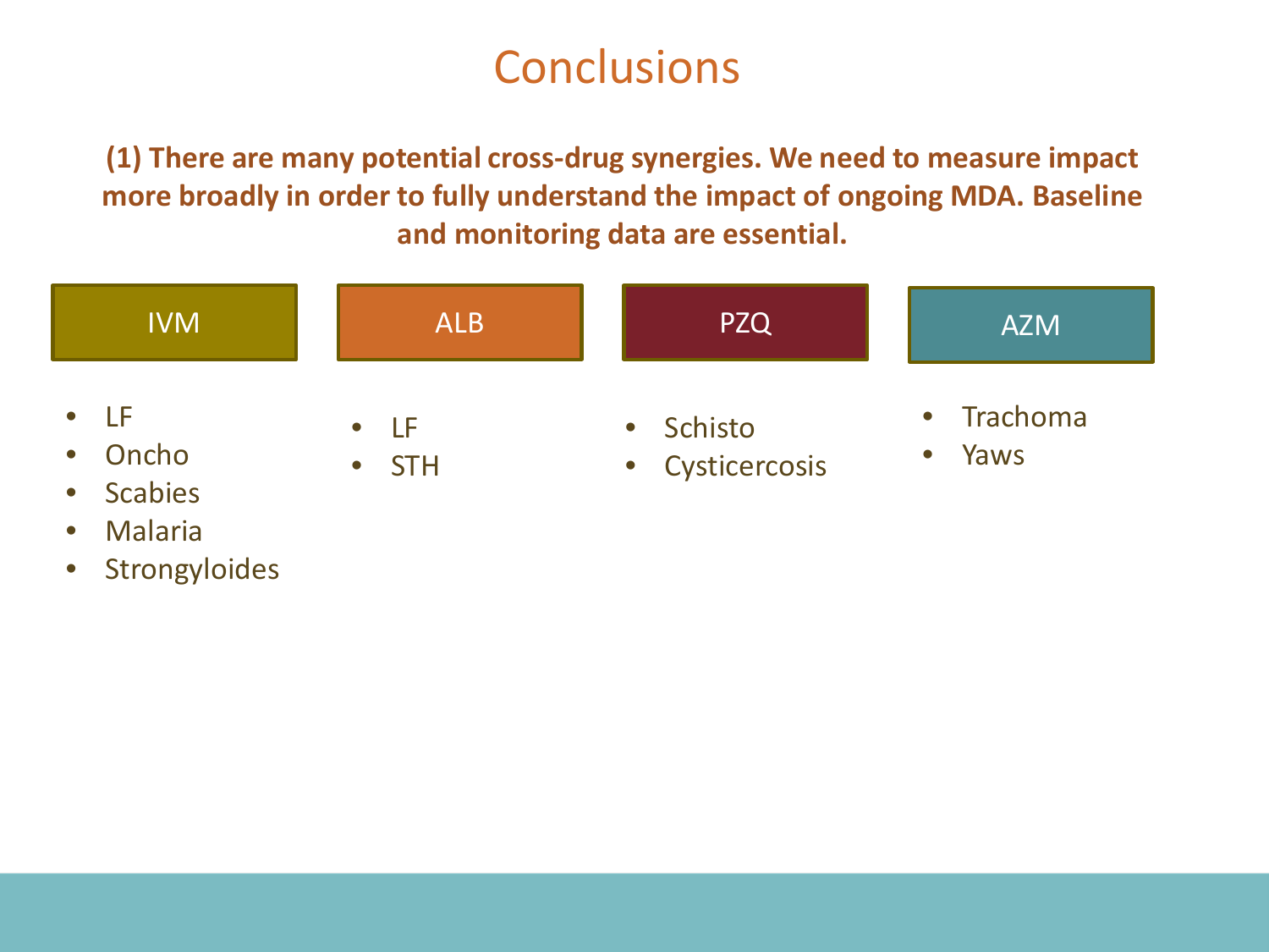# Conclusions

**(1) There are many potential cross-drug synergies. We need to measure impact more broadly in order to fully understand the impact of ongoing MDA. Baseline and monitoring data are essential.**

**IVM**

- LF
- Oncho
- Scabies
- Malaria
- Strongyloides

**ALB**

- LF
- STH

**PZQ**

- Schisto
- Cysticercosis

**AZM**

- Trachoma
- Yaws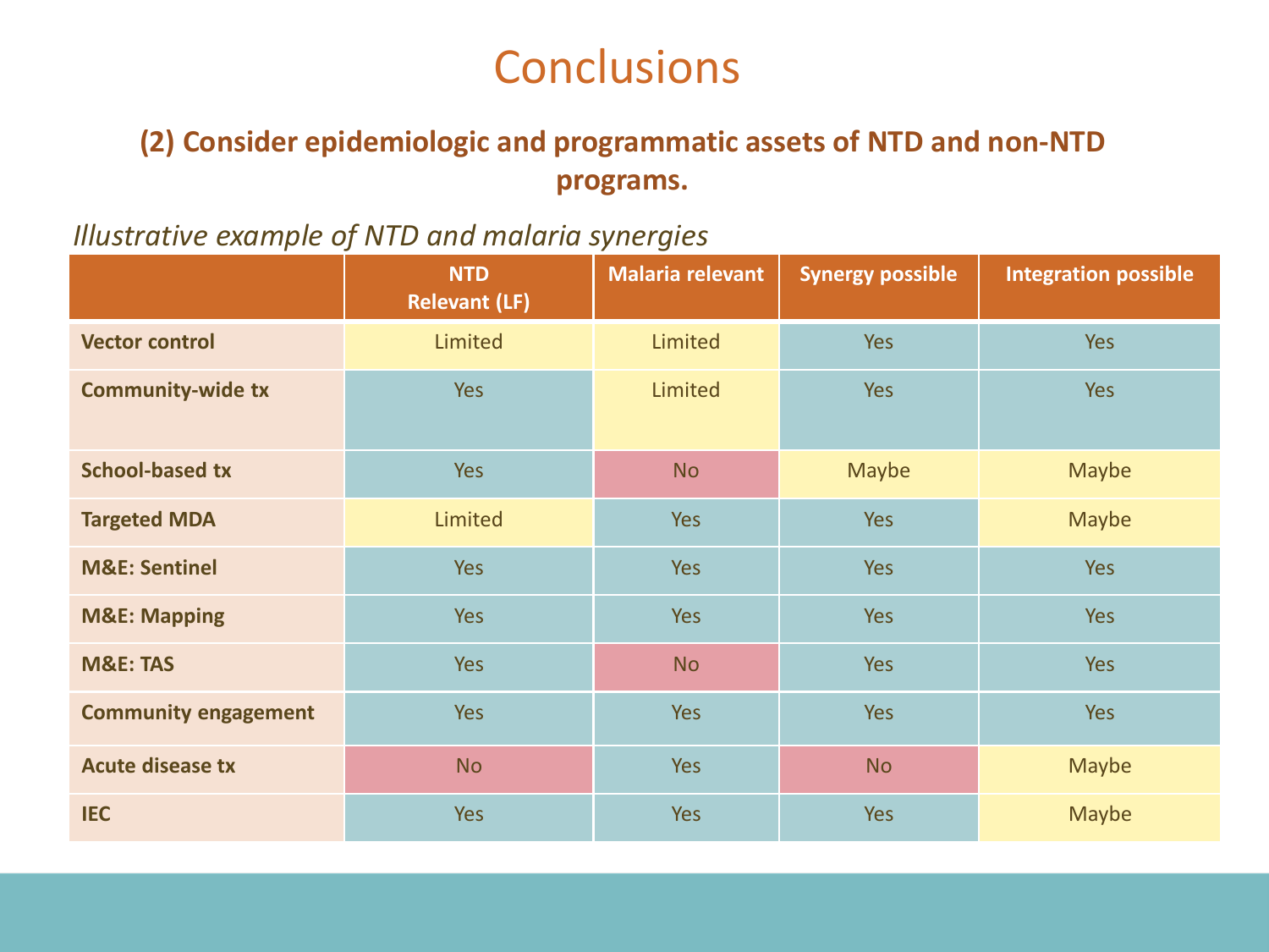# Conclusions

**(2) Consider epidemiologic and programmatic assets of NTD and non-NTD programs.**

*Illustrative example of NTD and malaria synergies*

| | NTD Relevant (LF) | Malaria relevant | Synergy possible | Integration possible |
|---|---|---|---|---|
| **Vector control** | Limited | Limited | Yes | Yes |
| **Community-wide tx** | Yes | Limited | Yes | Yes |
| **School-based tx** | Yes | No | Maybe | Maybe |
| **Targeted MDA** | Limited | Yes | Yes | Maybe |
| **M&E: Sentinel** | Yes | Yes | Yes | Yes |
| **M&E: Mapping** | Yes | Yes | Yes | Yes |
| **M&E: TAS** | Yes | No | Yes | Yes |
| **Community engagement** | Yes | Yes | Yes | Yes |
| **Acute disease tx** | No | Yes | No | Maybe |
| **IEC** | Yes | Yes | Yes | Maybe |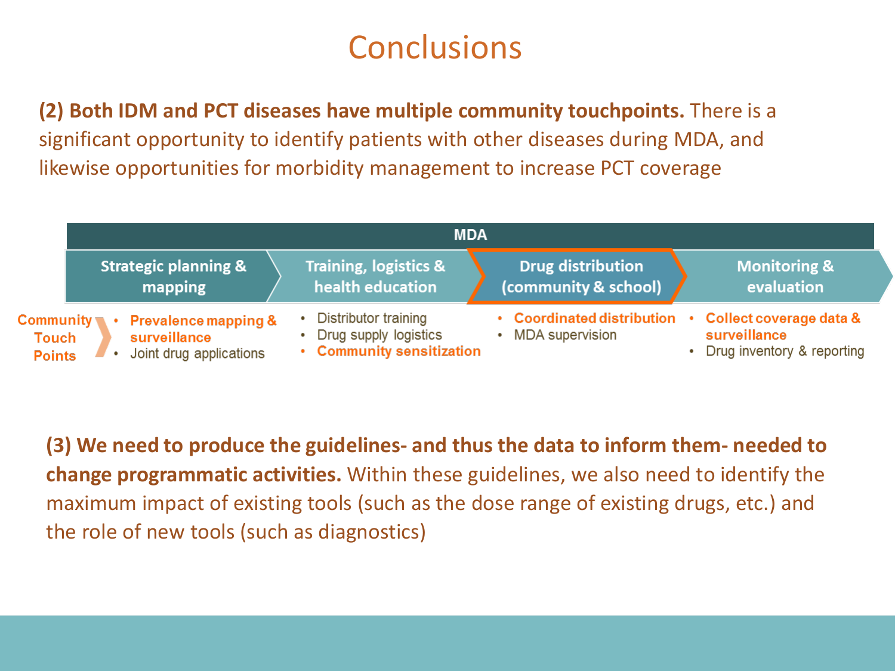# Conclusions

**(2) Both IDM and PCT diseases have multiple community touchpoints.** There is a significant opportunity to identify patients with other diseases during MDA, and likewise opportunities for morbidity management to increase PCT coverage

| MDA | | | |
|---|---|---|---|
| Strategic planning & mapping | Training, logistics & health education | Drug distribution (community & school) | Monitoring & evaluation |
| • **Prevalence mapping & surveillance**<br>• Joint drug applications | • Distributor training<br>• Drug supply logistics<br>• **Community sensitization** | • **Coordinated distribution**<br>• MDA supervision | • **Collect coverage data & surveillance**<br>• Drug inventory & reporting |

Community Touch Points

**(3) We need to produce the guidelines- and thus the data to inform them- needed to change programmatic activities.** Within these guidelines, we also need to identify the maximum impact of existing tools (such as the dose range of existing drugs, etc.) and the role of new tools (such as diagnostics)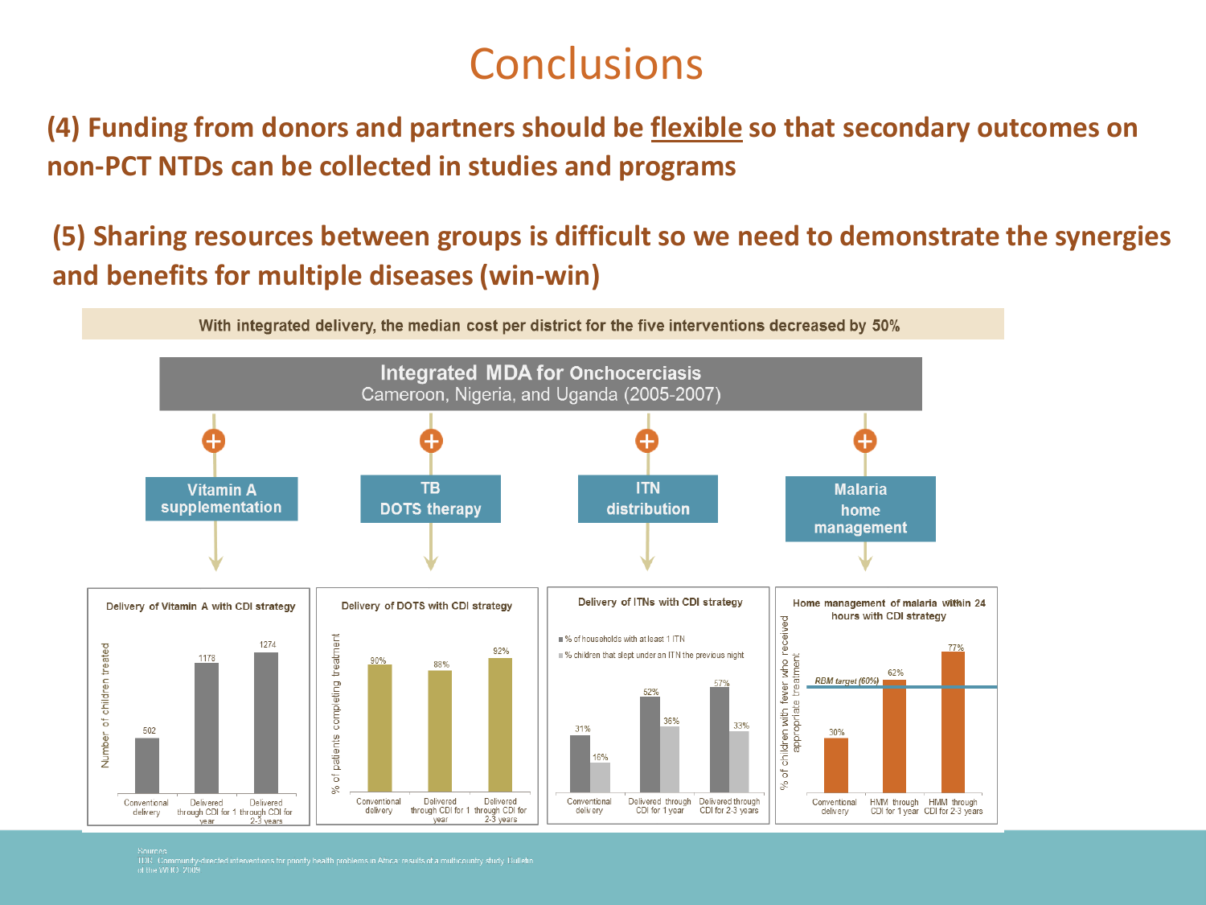# Conclusions

**(4) Funding from donors and partners should be flexible so that secondary outcomes on non-PCT NTDs can be collected in studies and programs**

**(5) Sharing resources between groups is difficult so we need to demonstrate the synergies and benefits for multiple diseases (win-win)**

With integrated delivery, the median cost per district for the five interventions decreased by 50%

**Integrated MDA for Onchocerciasis**
Cameroon, Nigeria, and Uganda (2005-2007)

+ **Vitamin A supplementation**
+ **TB DOTS therapy**
+ **ITN distribution**
+ **Malaria home management**

**Delivery of Vitamin A with CDI strategy** (Number of children treated)

| Conventional delivery | Delivered through CDI for 1 year | Delivered through CDI for 2-3 years |
|---|---|---|
| 502 | 1178 | 1274 |

**Delivery of DOTS with CDI strategy** (% of patients completing treatment)

| Conventional delivery | Delivered through CDI for 1 year | Delivered through CDI for 2-3 years |
|---|---|---|
| 90% | 88% | 92% |

**Delivery of ITNs with CDI strategy**

| | Conventional delivery | Delivered through CDI for 1 year | Delivered through CDI for 2-3 years |
|---|---|---|---|
| % of households with at least 1 ITN | 31% | 52% | 57% |
| % children that slept under an ITN the previous night | 16% | 36% | 33% |

**Home management of malaria within 24 hours with CDI strategy** (% of children with fever who received appropriate treatment; RBM target (60%))

| Conventional delivery | HMM through CDI for 1 year | HMM through CDI for 2-3 years |
|---|---|---|
| 30% | 62% | 77% |

Sources
TDR. Community-directed interventions for priority health problems in Africa: results of a multicountry study. Bulletin of the WHO. 2009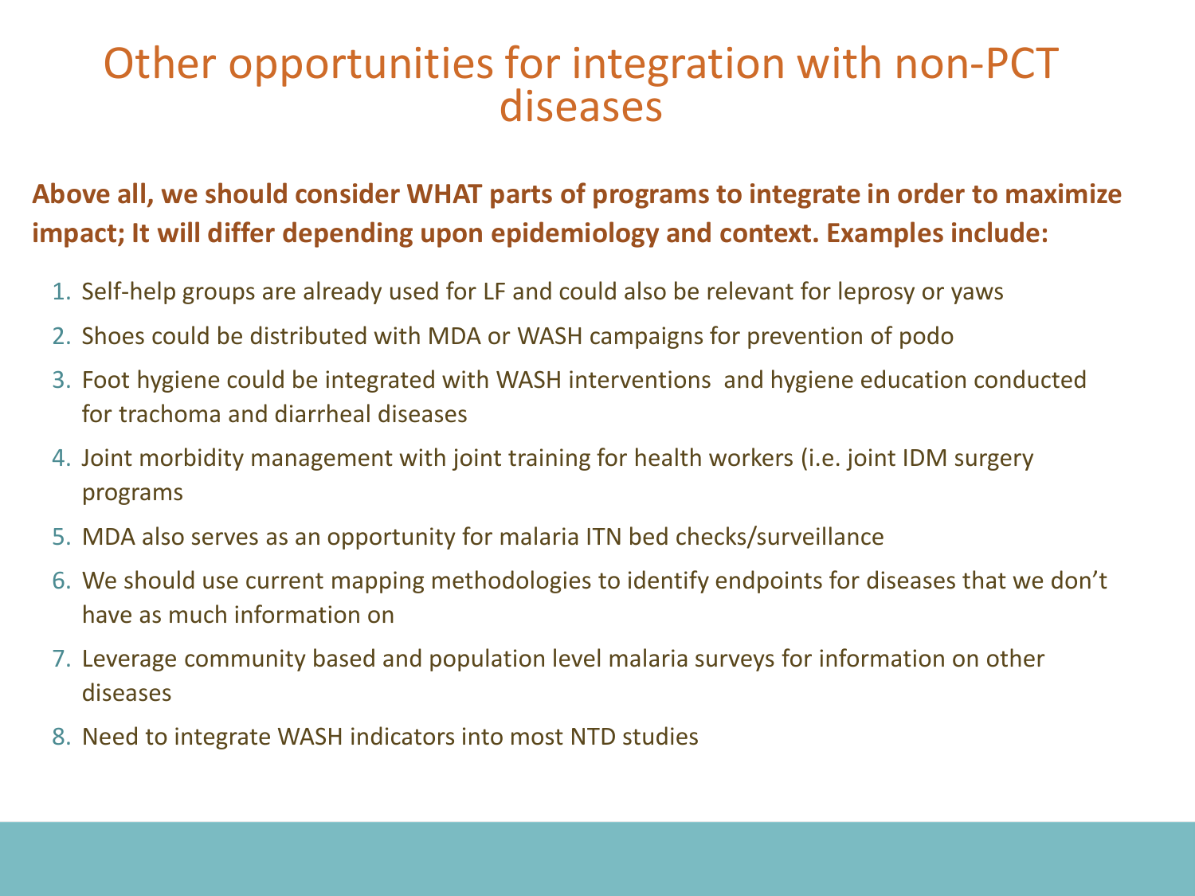# Other opportunities for integration with non-PCT diseases

**Above all, we should consider WHAT parts of programs to integrate in order to maximize impact; It will differ depending upon epidemiology and context. Examples include:**

1. Self-help groups are already used for LF and could also be relevant for leprosy or yaws
2. Shoes could be distributed with MDA or WASH campaigns for prevention of podo
3. Foot hygiene could be integrated with WASH interventions and hygiene education conducted for trachoma and diarrheal diseases
4. Joint morbidity management with joint training for health workers (i.e. joint IDM surgery programs
5. MDA also serves as an opportunity for malaria ITN bed checks/surveillance
6. We should use current mapping methodologies to identify endpoints for diseases that we don't have as much information on
7. Leverage community based and population level malaria surveys for information on other diseases
8. Need to integrate WASH indicators into most NTD studies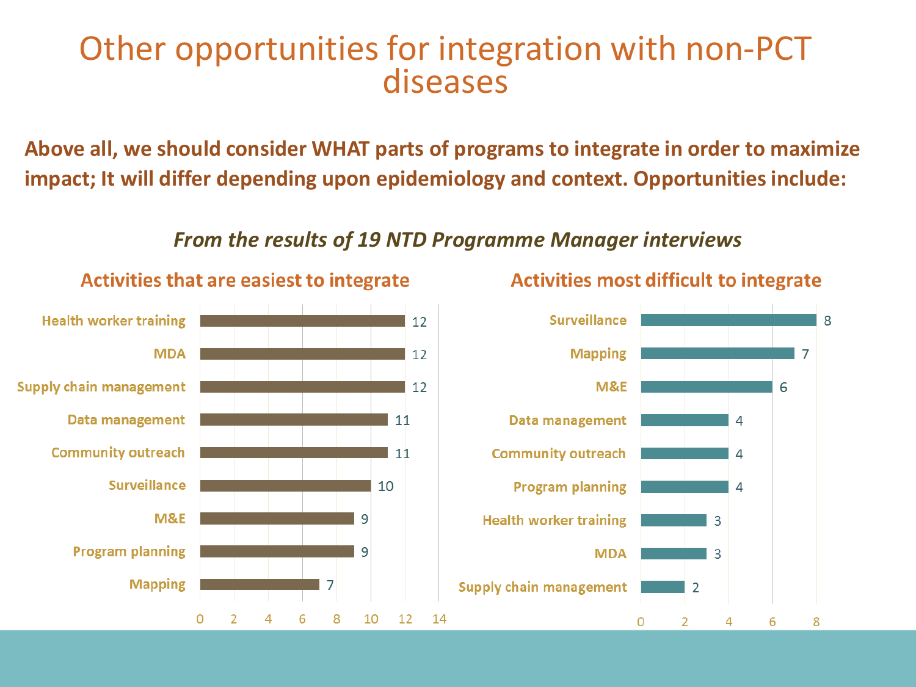# Other opportunities for integration with non-PCT diseases

**Above all, we should consider WHAT parts of programs to integrate in order to maximize impact; It will differ depending upon epidemiology and context. Opportunities include:**

***From the results of 19 NTD Programme Manager interviews***

## Activities that are easiest to integrate

Health worker training 12
MDA 12
Supply chain management 12
Data management 11
Community outreach 11
Surveillance 10
M&E 9
Program planning 9
Mapping 7

0 2 4 6 8 10 12 14

## Activities most difficult to integrate

Surveillance 8
Mapping 7
M&E 6
Data management 4
Community outreach 4
Program planning 4
Health worker training 3
MDA 3
Supply chain management 2

0 2 4 6 8